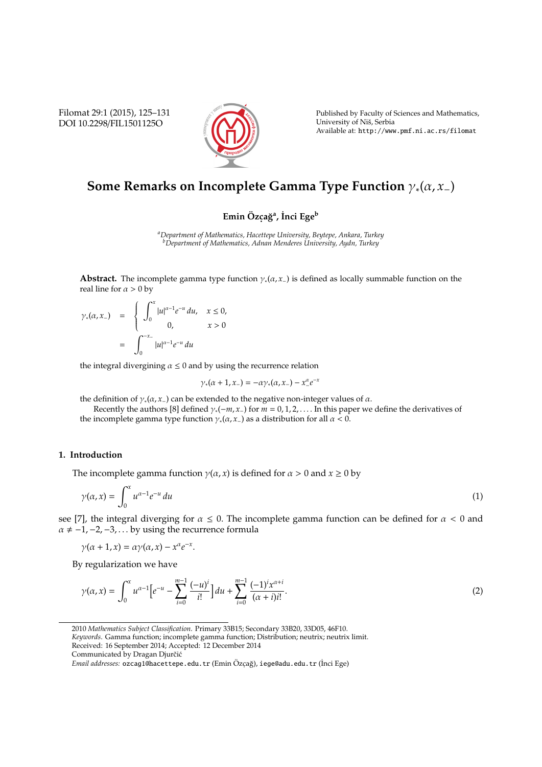# Some Remarks on Incomplete Gamma Type Function $\gamma_*(\alpha, x_-)$

**Emin Özçağ[a], İnci Ege[b]**

[a]*Department of Mathematics, Hacettepe University, Beytepe, Ankara, Turkey*
[b]*Department of Mathematics, Adnan Menderes University, Aydn, Turkey*

**Abstract.** The incomplete gamma type function $\gamma_*(\alpha, x_-)$ is defined as locally summable function on the real line for $\alpha > 0$ by

$$
\begin{aligned}
\gamma_*(\alpha, x_-) &= \begin{cases} \displaystyle\int_0^x |u|^{\alpha-1} e^{-u}\, du, & x \le 0, \\ 0, & x > 0 \end{cases} \\
&= \int_0^{-x_-} |u|^{\alpha-1} e^{-u}\, du
\end{aligned}
$$

the integral divergining $\alpha \le 0$ and by using the recurrence relation

$$\gamma_*(\alpha + 1, x_-) = -\alpha\gamma_*(\alpha, x_-) - x_-^{\alpha} e^{-x}$$

the definition of $\gamma_*(\alpha, x_-)$ can be extended to the negative non-integer values of $\alpha$.

Recently the authors [8] defined $\gamma_*(-m, x_-)$ for $m = 0, 1, 2, \ldots$. In this paper we define the derivatives of the incomplete gamma type function $\gamma_*(\alpha, x_-)$ as a distribution for all $\alpha < 0$.

## 1. Introduction

The incomplete gamma function $\gamma(\alpha, x)$ is defined for $\alpha > 0$ and $x \ge 0$ by

$$\gamma(\alpha, x) = \int_0^x u^{\alpha-1} e^{-u}\, du \tag{1}$$

see [7], the integral diverging for $\alpha \le 0$. The incomplete gamma function can be defined for $\alpha < 0$ and $\alpha \ne -1, -2, -3, \ldots$ by using the recurrence formula

$$\gamma(\alpha + 1, x) = \alpha\gamma(\alpha, x) - x^{\alpha} e^{-x}.$$

By regularization we have

$$\gamma(\alpha, x) = \int_0^x u^{\alpha-1} \Big[ e^{-u} - \sum_{i=0}^{m-1} \frac{(-u)^i}{i!} \Big] du + \sum_{i=0}^{m-1} \frac{(-1)^i x^{\alpha+i}}{(\alpha + i)i!}. \tag{2}$$

---

2010 *Mathematics Subject Classification.* Primary 33B15; Secondary 33B20, 33D05, 46F10.

*Keywords.* Gamma function; incomplete gamma function; Distribution; neutrix; neutrix limit.

Received: 16 September 2014; Accepted: 12 December 2014

Communicated by Dragan Djurčić

*Email addresses:* ozcag1@hacettepe.edu.tr (Emin Özçağ), iege@adu.edu.tr (İnci Ege)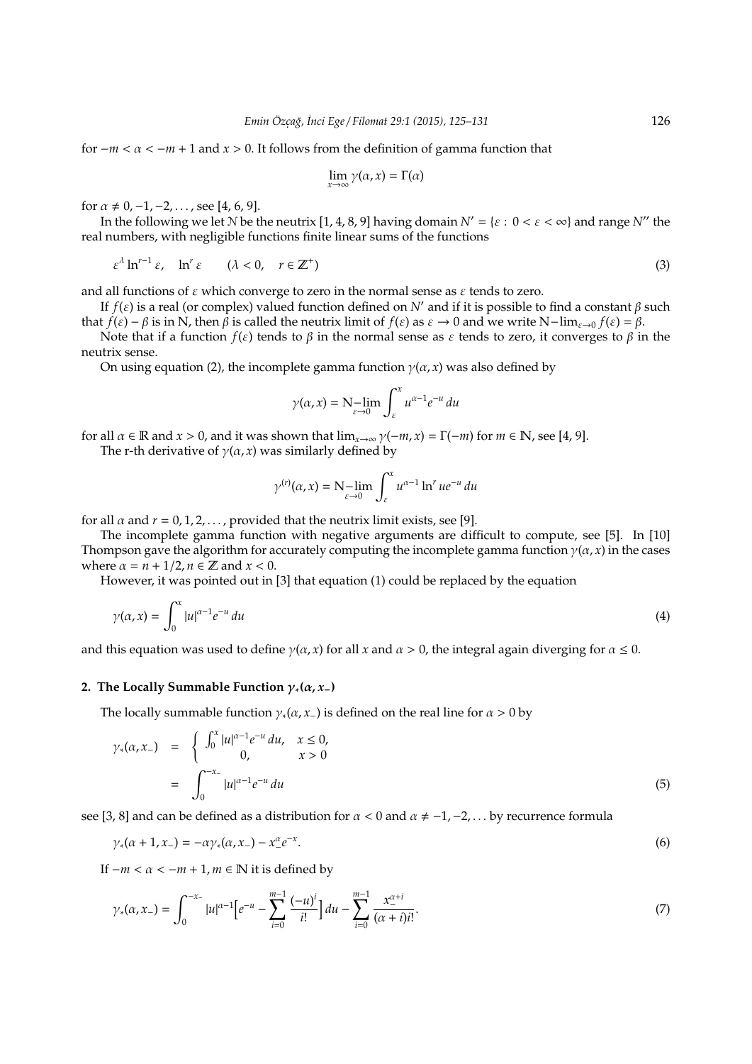for $-m < \alpha < -m+1$ and $x > 0$. It follows from the definition of gamma function that

$$\lim_{x\to\infty} \gamma(\alpha, x) = \Gamma(\alpha)$$

for $\alpha \neq 0, -1, -2, \ldots$, see [4, 6, 9].

In the following we let $N$ be the neutrix [1, 4, 8, 9] having domain $N' = \{\varepsilon : 0 < \varepsilon < \infty\}$ and range $N''$ the real numbers, with negligible functions finite linear sums of the functions

$$\varepsilon^{\lambda} \ln^{r-1} \varepsilon, \quad \ln^r \varepsilon \qquad (\lambda < 0, \quad r \in \mathbb{Z}^+) \tag{3}$$

and all functions of $\varepsilon$ which converge to zero in the normal sense as $\varepsilon$ tends to zero.

If $f(\varepsilon)$ is a real (or complex) valued function defined on $N'$ and if it is possible to find a constant $\beta$ such that $f(\varepsilon) - \beta$ is in N, then $\beta$ is called the neutrix limit of $f(\varepsilon)$ as $\varepsilon \to 0$ and we write $\mathrm{N}-\lim_{\varepsilon\to 0} f(\varepsilon) = \beta$.

Note that if a function $f(\varepsilon)$ tends to $\beta$ in the normal sense as $\varepsilon$ tends to zero, it converges to $\beta$ in the neutrix sense.

On using equation (2), the incomplete gamma function $\gamma(\alpha, x)$ was also defined by

$$\gamma(\alpha, x) = \mathrm{N}-\lim_{\varepsilon\to 0} \int_{\varepsilon}^{x} u^{\alpha-1} e^{-u}\, du$$

for all $\alpha \in \mathbb{R}$ and $x > 0$, and it was shown that $\lim_{x\to\infty} \gamma(-m, x) = \Gamma(-m)$ for $m \in \mathbb{N}$, see [4, 9].

The r-th derivative of $\gamma(\alpha, x)$ was similarly defined by

$$\gamma^{(r)}(\alpha, x) = \mathrm{N}-\lim_{\varepsilon\to 0} \int_{\varepsilon}^{x} u^{\alpha-1} \ln^r u e^{-u}\, du$$

for all $\alpha$ and $r = 0, 1, 2, \ldots$, provided that the neutrix limit exists, see [9].

The incomplete gamma function with negative arguments are difficult to compute, see [5]. In [10] Thompson gave the algorithm for accurately computing the incomplete gamma function $\gamma(\alpha, x)$ in the cases where $\alpha = n + 1/2, n \in \mathbb{Z}$ and $x < 0$.

However, it was pointed out in [3] that equation (1) could be replaced by the equation

$$\gamma(\alpha, x) = \int_0^x |u|^{\alpha-1} e^{-u}\, du \tag{4}$$

and this equation was used to define $\gamma(\alpha, x)$ for all $x$ and $\alpha > 0$, the integral again diverging for $\alpha \leq 0$.

## 2. The Locally Summable Function $\gamma_*(\alpha, x_-)$

The locally summable function $\gamma_*(\alpha, x_-)$ is defined on the real line for $\alpha > 0$ by

$$\begin{aligned} \gamma_*(\alpha, x_-) &= \begin{cases} \int_0^x |u|^{\alpha-1} e^{-u}\, du, & x \leq 0, \\ 0, & x > 0 \end{cases} \\ &= \int_0^{-x_-} |u|^{\alpha-1} e^{-u}\, du \end{aligned} \tag{5}$$

see [3, 8] and can be defined as a distribution for $\alpha < 0$ and $\alpha \neq -1, -2, \ldots$ by recurrence formula

$$\gamma_*(\alpha+1, x_-) = -\alpha\gamma_*(\alpha, x_-) - x_-^{\alpha} e^{-x}. \tag{6}$$

If $-m < \alpha < -m+1, m \in \mathbb{N}$ it is defined by

$$\gamma_*(\alpha, x_-) = \int_0^{-x_-} |u|^{\alpha-1} \Big[e^{-u} - \sum_{i=0}^{m-1} \frac{(-u)^i}{i!}\Big]\, du - \sum_{i=0}^{m-1} \frac{x_-^{\alpha+i}}{(\alpha+i)i!}. \tag{7}$$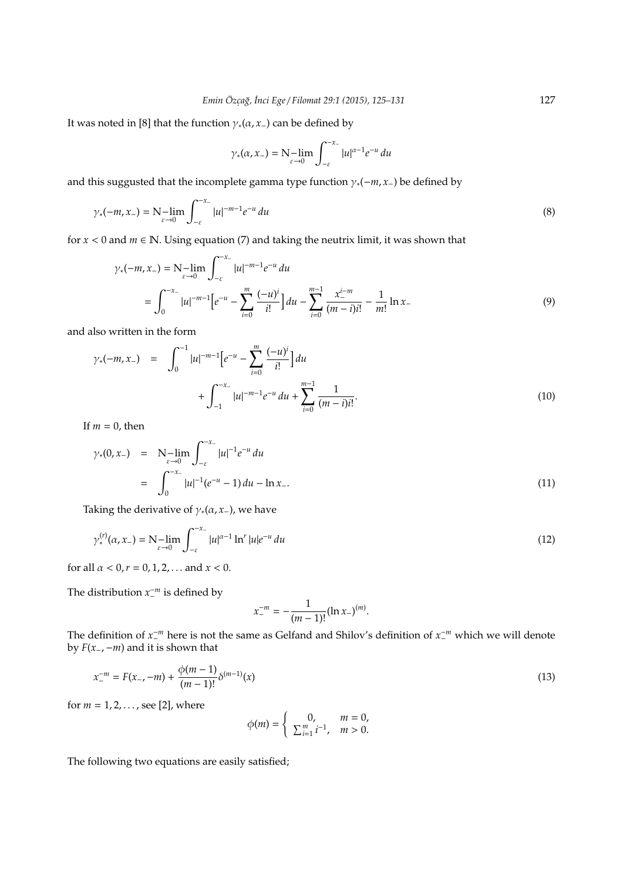It was noted in [8] that the function $\gamma_*(\alpha, x_-)$ can be defined by

$$\gamma_*(\alpha, x_-) = \mathrm{N}\!-\!\lim_{\varepsilon\to 0}\int_{-\varepsilon}^{-x_-} |u|^{\alpha-1}e^{-u}\,du$$

and this suggusted that the incomplete gamma type function $\gamma_*(-m, x_-)$ be defined by

$$\gamma_*(-m, x_-) = \mathrm{N}\!-\!\lim_{\varepsilon\to 0}\int_{-\varepsilon}^{-x_-} |u|^{-m-1}e^{-u}\,du \tag{8}$$

for $x < 0$ and $m \in \mathbb{N}$. Using equation (7) and taking the neutrix limit, it was shown that

$$\begin{aligned}
\gamma_*(-m, x_-) &= \mathrm{N}\!-\!\lim_{\varepsilon\to 0}\int_{-\varepsilon}^{-x_-} |u|^{-m-1}e^{-u}\,du \\
&= \int_0^{-x_-} |u|^{-m-1}\Big[e^{-u} - \sum_{i=0}^{m}\frac{(-u)^i}{i!}\Big]\,du - \sum_{i=0}^{m-1}\frac{x_-^{i-m}}{(m-i)i!} - \frac{1}{m!}\ln x_-
\end{aligned} \tag{9}$$

and also written in the form

$$\begin{aligned}
\gamma_*(-m, x_-) &= \int_0^{-1} |u|^{-m-1}\Big[e^{-u} - \sum_{i=0}^{m}\frac{(-u)^i}{i!}\Big]\,du \\
&\quad + \int_{-1}^{-x_-} |u|^{-m-1}e^{-u}\,du + \sum_{i=0}^{m-1}\frac{1}{(m-i)i!}.
\end{aligned} \tag{10}$$

If $m = 0$, then

$$\begin{aligned}
\gamma_*(0, x_-) &= \mathrm{N}\!-\!\lim_{\varepsilon\to 0}\int_{-\varepsilon}^{-x_-} |u|^{-1}e^{-u}\,du \\
&= \int_0^{-x_-} |u|^{-1}(e^{-u} - 1)\,du - \ln x_-.
\end{aligned} \tag{11}$$

Taking the derivative of $\gamma_*(\alpha, x_-)$, we have

$$\gamma_*^{(r)}(\alpha, x_-) = \mathrm{N}\!-\!\lim_{\varepsilon\to 0}\int_{-\varepsilon}^{-x_-} |u|^{\alpha-1}\ln^r |u| e^{-u}\,du \tag{12}$$

for all $\alpha < 0, r = 0, 1, 2, \ldots$ and $x < 0$.

The distribution $x_-^{-m}$ is defined by

$$x_-^{-m} = -\frac{1}{(m-1)!}(\ln x_-)^{(m)}.$$

The definition of $x_-^{-m}$ here is not the same as Gelfand and Shilov's definition of $x_-^{-m}$ which we will denote by $F(x_-, -m)$ and it is shown that

$$x_-^{-m} = F(x_-, -m) + \frac{\phi(m-1)}{(m-1)!}\delta^{(m-1)}(x) \tag{13}$$

for $m = 1, 2, \ldots$, see [2], where

$$\phi(m) = \begin{cases} 0, & m = 0, \\ \sum_{i=1}^{m} i^{-1}, & m > 0. \end{cases}$$

The following two equations are easily satisfied;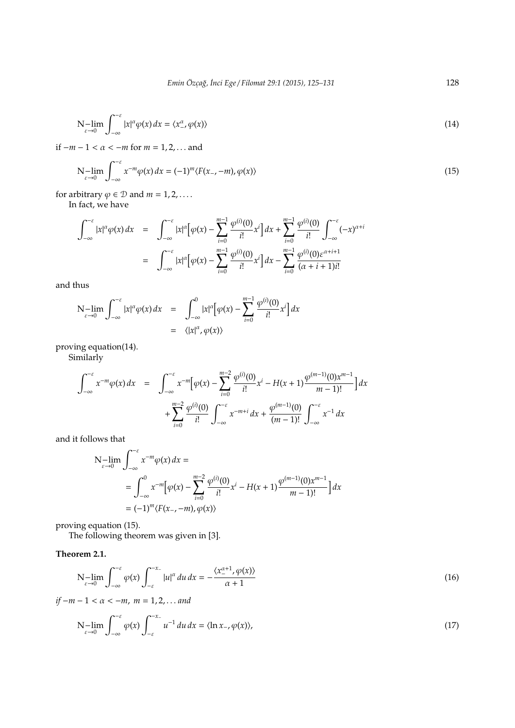$$\operatorname*{N-lim}_{\varepsilon\to 0}\int_{-\infty}^{-\varepsilon}|x|^{\alpha}\varphi(x)\,dx=\langle x_{-}^{\alpha},\varphi(x)\rangle \tag{14}$$

if $-m-1<\alpha<-m$ for $m=1,2,\ldots$ and

$$\operatorname*{N-lim}_{\varepsilon\to 0}\int_{-\infty}^{-\varepsilon}x^{-m}\varphi(x)\,dx=(-1)^{m}\langle F(x_{-},-m),\varphi(x)\rangle \tag{15}$$

for arbitrary $\varphi\in\mathcal{D}$ and $m=1,2,\ldots$.

In fact, we have

$$\begin{aligned}\int_{-\infty}^{-\varepsilon}|x|^{\alpha}\varphi(x)\,dx &= \int_{-\infty}^{-\varepsilon}|x|^{\alpha}\Big[\varphi(x)-\sum_{i=0}^{m-1}\frac{\varphi^{(i)}(0)}{i!}x^{i}\Big]dx+\sum_{i=0}^{m-1}\frac{\varphi^{(i)}(0)}{i!}\int_{-\infty}^{-\varepsilon}(-x)^{\alpha+i}\\ &= \int_{-\infty}^{-\varepsilon}|x|^{\alpha}\Big[\varphi(x)-\sum_{i=0}^{m-1}\frac{\varphi^{(i)}(0)}{i!}x^{i}\Big]dx-\sum_{i=0}^{m-1}\frac{\varphi^{(i)}(0)\varepsilon^{\alpha+i+1}}{(\alpha+i+1)i!}\end{aligned}$$

and thus

$$\begin{aligned}\operatorname*{N-lim}_{\varepsilon\to 0}\int_{-\infty}^{-\varepsilon}|x|^{\alpha}\varphi(x)\,dx &= \int_{-\infty}^{0}|x|^{\alpha}\Big[\varphi(x)-\sum_{i=0}^{m-1}\frac{\varphi^{(i)}(0)}{i!}x^{i}\Big]dx\\ &= \langle |x|^{\alpha},\varphi(x)\rangle\end{aligned}$$

proving equation(14).

Similarly

$$\begin{aligned}\int_{-\infty}^{-\varepsilon}x^{-m}\varphi(x)\,dx &= \int_{-\infty}^{-\varepsilon}x^{-m}\Big[\varphi(x)-\sum_{i=0}^{m-2}\frac{\varphi^{(i)}(0)}{i!}x^{i}-H(x+1)\frac{\varphi^{(m-1)}(0)x^{m-1}}{m-1)!}\Big]dx\\ &\quad+\sum_{i=0}^{m-2}\frac{\varphi^{(i)}(0)}{i!}\int_{-\infty}^{-\varepsilon}x^{-m+i}\,dx+\frac{\varphi^{(m-1)}(0)}{(m-1)!}\int_{-\infty}^{-\varepsilon}x^{-1}\,dx\end{aligned}$$

and it follows that

$$\begin{aligned}&\operatorname*{N-lim}_{\varepsilon\to 0}\int_{-\infty}^{-\varepsilon}x^{-m}\varphi(x)\,dx=\\ &=\int_{-\infty}^{0}x^{-m}\Big[\varphi(x)-\sum_{i=0}^{m-2}\frac{\varphi^{(i)}(0)}{i!}x^{i}-H(x+1)\frac{\varphi^{(m-1)}(0)x^{m-1}}{m-1)!}\Big]dx\\ &=(-1)^{m}\langle F(x_{-},-m),\varphi(x)\rangle\end{aligned}$$

proving equation (15).

The following theorem was given in [3].

**Theorem 2.1.**

$$\operatorname*{N-lim}_{\varepsilon\to 0}\int_{-\infty}^{-\varepsilon}\varphi(x)\int_{-\varepsilon}^{-x_{-}}|u|^{\alpha}\,du\,dx=-\frac{\langle x_{-}^{\alpha+1},\varphi(x)\rangle}{\alpha+1} \tag{16}$$

*if* $-m-1<\alpha<-m,\ m=1,2,\ldots$ *and*

$$\operatorname*{N-lim}_{\varepsilon\to 0}\int_{-\infty}^{-\varepsilon}\varphi(x)\int_{-\varepsilon}^{-x_{-}}u^{-1}\,du\,dx=\langle \ln x_{-},\varphi(x)\rangle, \tag{17}$$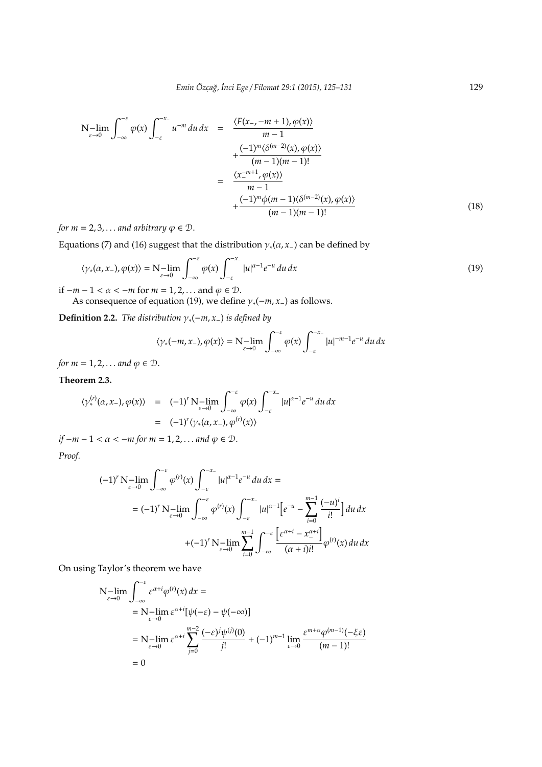$$
\begin{aligned}
\operatorname*{N-lim}_{\varepsilon\to 0}\int_{-\infty}^{-\varepsilon}\varphi(x)\int_{-\varepsilon}^{-x_-}u^{-m}\,du\,dx &= \frac{\langle F(x_-,-m+1),\varphi(x)\rangle}{m-1} \\
&\quad +\frac{(-1)^m\langle\delta^{(m-2)}(x),\varphi(x)\rangle}{(m-1)(m-1)!} \\
&= \frac{\langle x_-^{-m+1},\varphi(x)\rangle}{m-1} \\
&\quad +\frac{(-1)^m\phi(m-1)\langle\delta^{(m-2)}(x),\varphi(x)\rangle}{(m-1)(m-1)!}
\end{aligned}
\tag{18}
$$

*for* $m = 2, 3, \ldots$ *and arbitrary* $\varphi \in \mathcal{D}$.

Equations (7) and (16) suggest that the distribution $\gamma_*(\alpha, x_-)$ can be defined by

$$
\langle\gamma_*(\alpha,x_-),\varphi(x)\rangle = \operatorname*{N-lim}_{\varepsilon\to 0}\int_{-\infty}^{-\varepsilon}\varphi(x)\int_{-\varepsilon}^{-x_-}|u|^{\alpha-1}e^{-u}\,du\,dx \tag{19}
$$

if $-m-1 < \alpha < -m$ for $m = 1, 2, \ldots$ and $\varphi \in \mathcal{D}$.

As consequence of equation (19), we define $\gamma_*(-m, x_-)$ as follows.

**Definition 2.2.** *The distribution* $\gamma_*(-m, x_-)$ *is defined by*

$$
\langle\gamma_*(-m,x_-),\varphi(x)\rangle = \operatorname*{N-lim}_{\varepsilon\to 0}\int_{-\infty}^{-\varepsilon}\varphi(x)\int_{-\varepsilon}^{-x_-}|u|^{-m-1}e^{-u}\,du\,dx
$$

*for* $m = 1, 2, \ldots$ *and* $\varphi \in \mathcal{D}$.

**Theorem 2.3.**

$$
\begin{aligned}
\langle\gamma_*^{(r)}(\alpha,x_-),\varphi(x)\rangle &= (-1)^r\operatorname*{N-lim}_{\varepsilon\to 0}\int_{-\infty}^{-\varepsilon}\varphi(x)\int_{-\varepsilon}^{-x_-}|u|^{\alpha-1}e^{-u}\,du\,dx \\
&= (-1)^r\langle\gamma_*(\alpha,x_-),\varphi^{(r)}(x)\rangle
\end{aligned}
$$

*if* $-m-1 < \alpha < -m$ *for* $m = 1, 2, \ldots$ *and* $\varphi \in \mathcal{D}$.

*Proof.*

$$
\begin{aligned}
&(-1)^r\operatorname*{N-lim}_{\varepsilon\to 0}\int_{-\infty}^{-\varepsilon}\varphi^{(r)}(x)\int_{-\varepsilon}^{-x_-}|u|^{\alpha-1}e^{-u}\,du\,dx = \\
&= (-1)^r\operatorname*{N-lim}_{\varepsilon\to 0}\int_{-\infty}^{-\varepsilon}\varphi^{(r)}(x)\int_{-\varepsilon}^{-x_-}|u|^{\alpha-1}\Big[e^{-u}-\sum_{i=0}^{m-1}\frac{(-u)^i}{i!}\Big]\,du\,dx \\
&\quad +(-1)^r\operatorname*{N-lim}_{\varepsilon\to 0}\sum_{i=0}^{m-1}\int_{-\infty}^{-\varepsilon}\frac{\Big[\varepsilon^{\alpha+i}-x_-^{\alpha+i}\Big]}{(\alpha+i)i!}\varphi^{(r)}(x)\,du\,dx
\end{aligned}
$$

On using Taylor's theorem we have

$$
\begin{aligned}
&\operatorname*{N-lim}_{\varepsilon\to 0}\int_{-\infty}^{-\varepsilon}\varepsilon^{\alpha+i}\varphi^{(r)}(x)\,dx = \\
&= \operatorname*{N-lim}_{\varepsilon\to 0}\varepsilon^{\alpha+i}[\psi(-\varepsilon)-\psi(-\infty)] \\
&= \operatorname*{N-lim}_{\varepsilon\to 0}\varepsilon^{\alpha+i}\sum_{j=0}^{m-2}\frac{(-\varepsilon)^j\psi^{(j)}(0)}{j!}+(-1)^{m-1}\lim_{\varepsilon\to 0}\frac{\varepsilon^{m+\alpha}\varphi^{(m-1)}(-\xi\varepsilon)}{(m-1)!} \\
&= 0
\end{aligned}
$$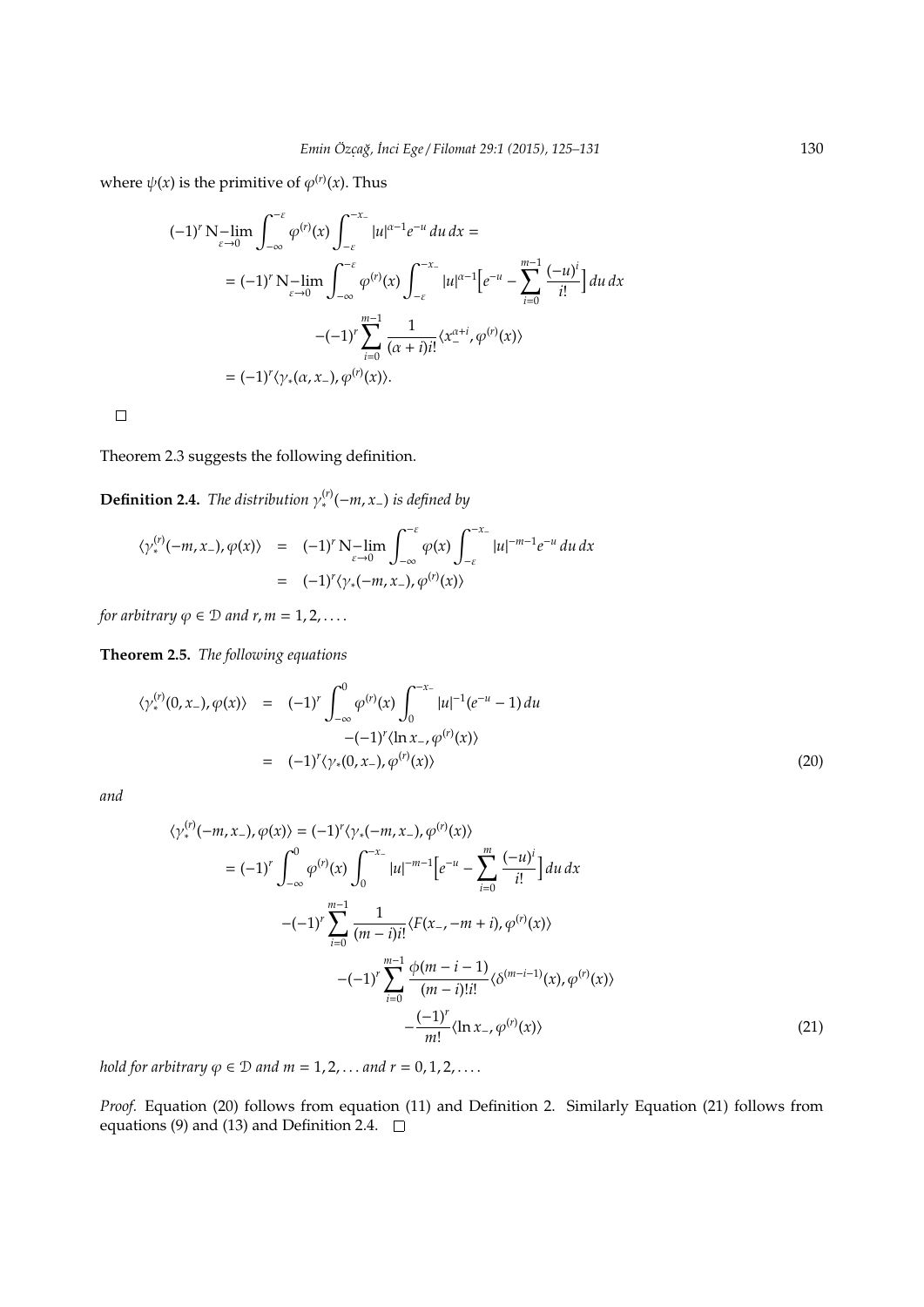where $\psi(x)$ is the primitive of $\varphi^{(r)}(x)$. Thus

$$
\begin{aligned}
&(-1)^r \operatorname*{N-lim}_{\varepsilon\to 0} \int_{-\infty}^{-\varepsilon} \varphi^{(r)}(x) \int_{-\varepsilon}^{-x_-} |u|^{\alpha-1} e^{-u}\, du\, dx = \\
&= (-1)^r \operatorname*{N-lim}_{\varepsilon\to 0} \int_{-\infty}^{-\varepsilon} \varphi^{(r)}(x) \int_{-\varepsilon}^{-x_-} |u|^{\alpha-1} \Big[ e^{-u} - \sum_{i=0}^{m-1} \frac{(-u)^i}{i!} \Big]\, du\, dx \\
&\qquad - (-1)^r \sum_{i=0}^{m-1} \frac{1}{(\alpha+i)i!} \langle x_-^{\alpha+i}, \varphi^{(r)}(x) \rangle \\
&= (-1)^r \langle \gamma_*(\alpha, x_-), \varphi^{(r)}(x) \rangle.
\end{aligned}
$$

□

Theorem 2.3 suggests the following definition.

**Definition 2.4.** *The distribution $\gamma_*^{(r)}(-m, x_-)$ is defined by*

$$
\begin{aligned}
\langle \gamma_*^{(r)}(-m, x_-), \varphi(x) \rangle &= (-1)^r \operatorname*{N-lim}_{\varepsilon\to 0} \int_{-\infty}^{-\varepsilon} \varphi(x) \int_{-\varepsilon}^{-x_-} |u|^{-m-1} e^{-u}\, du\, dx \\
&= (-1)^r \langle \gamma_*(-m, x_-), \varphi^{(r)}(x) \rangle
\end{aligned}
$$

*for arbitrary $\varphi \in \mathcal{D}$ and $r, m = 1, 2, \ldots$.*

**Theorem 2.5.** *The following equations*

$$
\begin{aligned}
\langle \gamma_*^{(r)}(0, x_-), \varphi(x) \rangle &= (-1)^r \int_{-\infty}^{0} \varphi^{(r)}(x) \int_{0}^{-x_-} |u|^{-1} (e^{-u} - 1)\, du \\
&\qquad - (-1)^r \langle \ln x_-, \varphi^{(r)}(x) \rangle \\
&= (-1)^r \langle \gamma_*(0, x_-), \varphi^{(r)}(x) \rangle
\end{aligned} \tag{20}
$$

*and*

$$
\begin{aligned}
&\langle \gamma_*^{(r)}(-m, x_-), \varphi(x) \rangle = (-1)^r \langle \gamma_*(-m, x_-), \varphi^{(r)}(x) \rangle \\
&= (-1)^r \int_{-\infty}^{0} \varphi^{(r)}(x) \int_{0}^{-x_-} |u|^{-m-1} \Big[ e^{-u} - \sum_{i=0}^{m} \frac{(-u)^i}{i!} \Big]\, du\, dx \\
&\qquad - (-1)^r \sum_{i=0}^{m-1} \frac{1}{(m-i)i!} \langle F(x_-, -m+i), \varphi^{(r)}(x) \rangle \\
&\qquad\qquad - (-1)^r \sum_{i=0}^{m-1} \frac{\phi(m-i-1)}{(m-i)!\,i!} \langle \delta^{(m-i-1)}(x), \varphi^{(r)}(x) \rangle \\
&\qquad\qquad\qquad - \frac{(-1)^r}{m!} \langle \ln x_-, \varphi^{(r)}(x) \rangle
\end{aligned} \tag{21}
$$

*hold for arbitrary $\varphi \in \mathcal{D}$ and $m = 1, 2, \ldots$ and $r = 0, 1, 2, \ldots$.*

*Proof.* Equation (20) follows from equation (11) and Definition 2. Similarly Equation (21) follows from equations (9) and (13) and Definition 2.4. □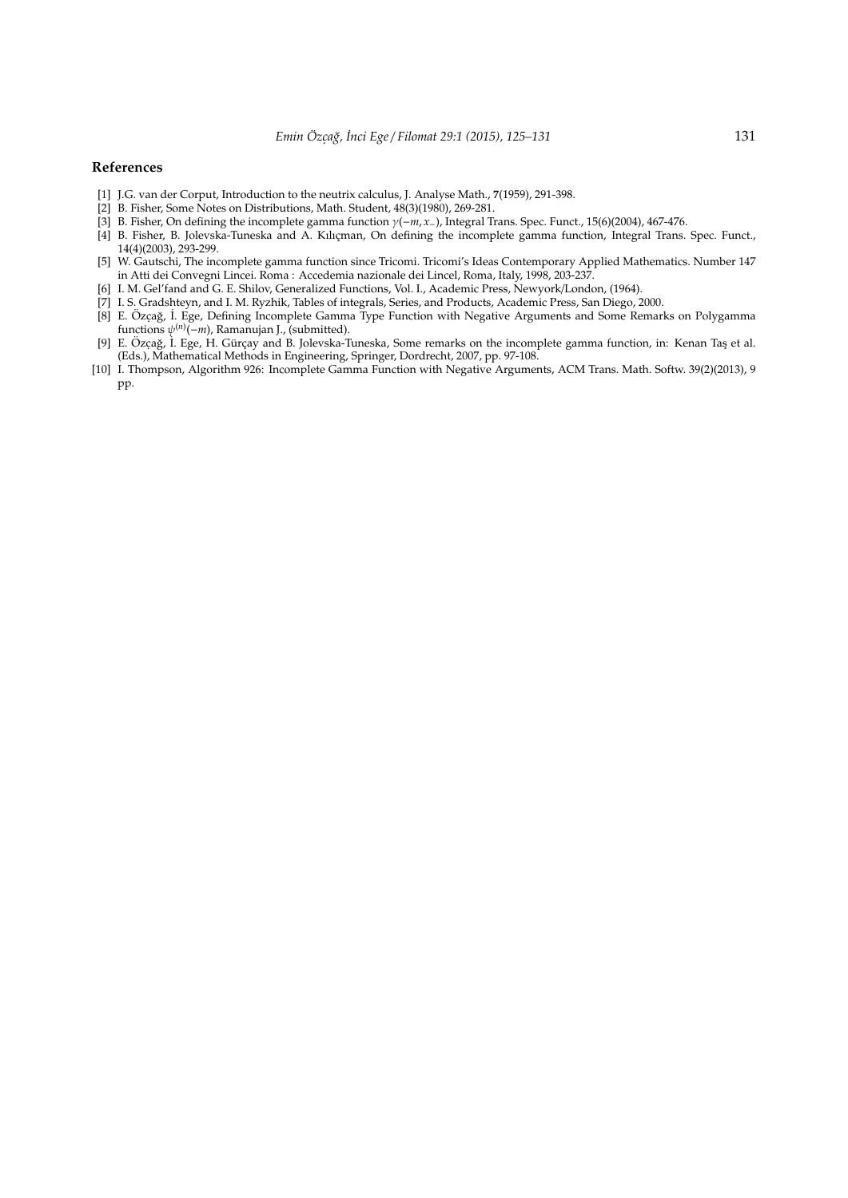## References

[1] J.G. van der Corput, Introduction to the neutrix calculus, J. Analyse Math., **7**(1959), 291-398.

[2] B. Fisher, Some Notes on Distributions, Math. Student, 48(3)(1980), 269-281.

[3] B. Fisher, On defining the incomplete gamma function $\gamma(-m, x_-)$, Integral Trans. Spec. Funct., 15(6)(2004), 467-476.

[4] B. Fisher, B. Jolevska-Tuneska and A. Kılıçman, On defining the incomplete gamma function, Integral Trans. Spec. Funct., 14(4)(2003), 293-299.

[5] W. Gautschi, The incomplete gamma function since Tricomi. Tricomi's Ideas Contemporary Applied Mathematics. Number 147 in Atti dei Convegni Lincei. Roma : Accedemia nazionale dei Lincel, Roma, Italy, 1998, 203-237.

[6] I. M. Gel'fand and G. E. Shilov, Generalized Functions, Vol. I., Academic Press, Newyork/London, (1964).

[7] I. S. Gradshteyn, and I. M. Ryzhik, Tables of integrals, Series, and Products, Academic Press, San Diego, 2000.

[8] E. Özçağ, İ. Ege, Defining Incomplete Gamma Type Function with Negative Arguments and Some Remarks on Polygamma functions $\psi^{(n)}(-m)$, Ramanujan J., (submitted).

[9] E. Özçağ, İ. Ege, H. Gürçay and B. Jolevska-Tuneska, Some remarks on the incomplete gamma function, in: Kenan Taş et al. (Eds.), Mathematical Methods in Engineering, Springer, Dordrecht, 2007, pp. 97-108.

[10] I. Thompson, Algorithm 926: Incomplete Gamma Function with Negative Arguments, ACM Trans. Math. Softw. 39(2)(2013), 9 pp.